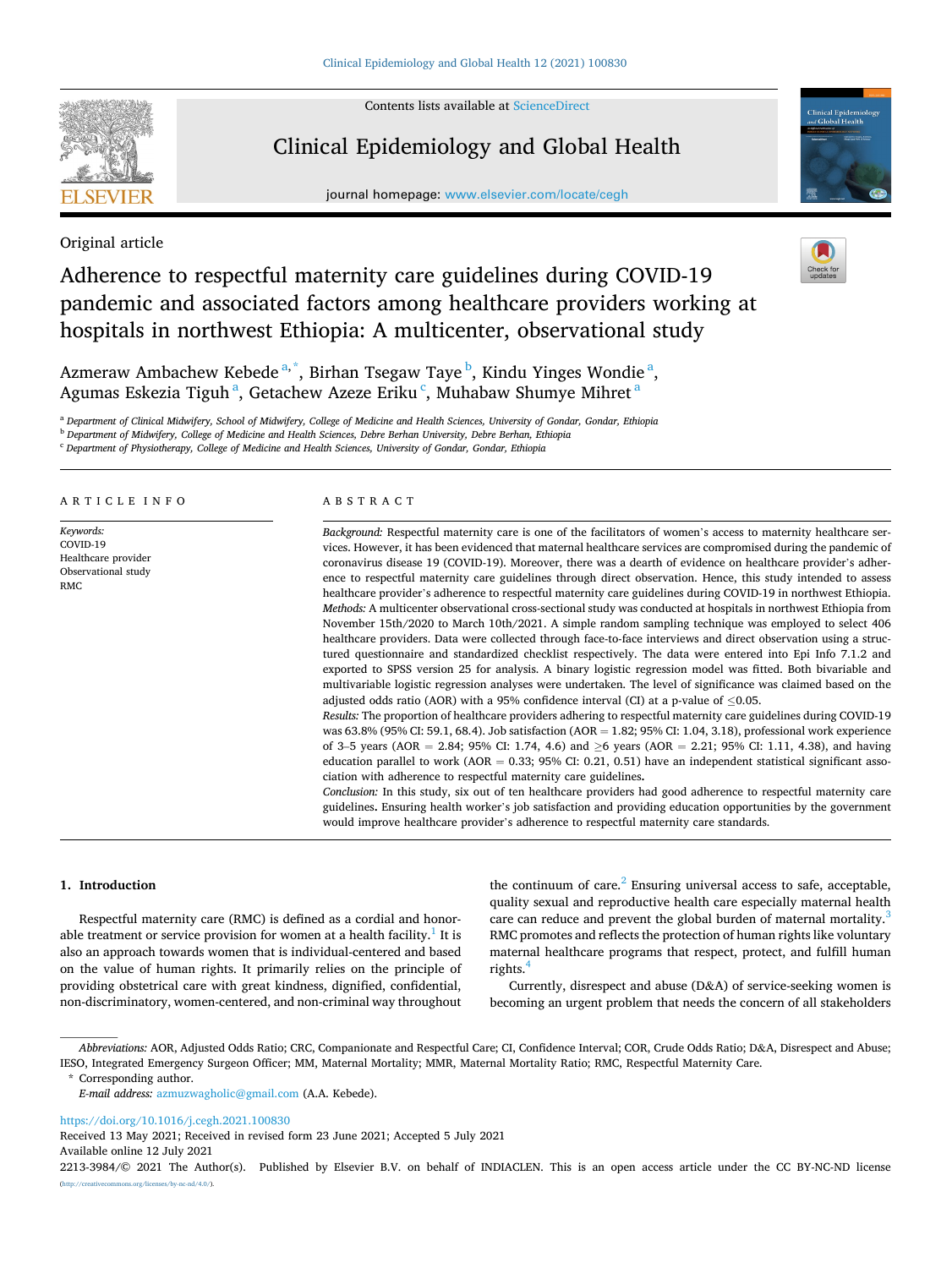Original article

# Adherence to respectful maternity care guidelines during COVID-19 pandemic and associated factors among healthcare providers working at hospitals in northwest Ethiopia: A multicenter, observational study

Azmeraw Ambachew Kebede [a,*], Birhan Tsegaw Taye [b], Kindu Yinges Wondie [a], Agumas Eskezia Tiguh [a], Getachew Azeze Eriku [c], Muhabaw Shumye Mihret [a]

[a] Department of Clinical Midwifery, School of Midwifery, College of Medicine and Health Sciences, University of Gondar, Gondar, Ethiopia
[b] Department of Midwifery, College of Medicine and Health Sciences, Debre Berhan University, Debre Berhan, Ethiopia
[c] Department of Physiotherapy, College of Medicine and Health Sciences, University of Gondar, Gondar, Ethiopia

## ARTICLE INFO

*Keywords:*
COVID-19
Healthcare provider
Observational study
RMC

## ABSTRACT

*Background:* Respectful maternity care is one of the facilitators of women's access to maternity healthcare services. However, it has been evidenced that maternal healthcare services are compromised during the pandemic of coronavirus disease 19 (COVID-19). Moreover, there was a dearth of evidence on healthcare provider's adherence to respectful maternity care guidelines through direct observation. Hence, this study intended to assess healthcare provider's adherence to respectful maternity care guidelines during COVID-19 in northwest Ethiopia.

*Methods:* A multicenter observational cross-sectional study was conducted at hospitals in northwest Ethiopia from November 15th/2020 to March 10th/2021. A simple random sampling technique was employed to select 406 healthcare providers. Data were collected through face-to-face interviews and direct observation using a structured questionnaire and standardized checklist respectively. The data were entered into Epi Info 7.1.2 and exported to SPSS version 25 for analysis. A binary logistic regression model was fitted. Both bivariable and multivariable logistic regression analyses were undertaken. The level of significance was claimed based on the adjusted odds ratio (AOR) with a 95% confidence interval (CI) at a p-value of $\leq$0.05.

*Results:* The proportion of healthcare providers adhering to respectful maternity care guidelines during COVID-19 was 63.8% (95% CI: 59.1, 68.4). Job satisfaction (AOR = 1.82; 95% CI: 1.04, 3.18), professional work experience of 3–5 years (AOR = 2.84; 95% CI: 1.74, 4.6) and $\geq$6 years (AOR = 2.21; 95% CI: 1.11, 4.38), and having education parallel to work (AOR = 0.33; 95% CI: 0.21, 0.51) have an independent statistical significant association with adherence to respectful maternity care guidelines.

*Conclusion:* In this study, six out of ten healthcare providers had good adherence to respectful maternity care guidelines. Ensuring health worker's job satisfaction and providing education opportunities by the government would improve healthcare provider's adherence to respectful maternity care standards.

## 1. Introduction

Respectful maternity care (RMC) is defined as a cordial and honorable treatment or service provision for women at a health facility.[1] It is also an approach towards women that is individual-centered and based on the value of human rights. It primarily relies on the principle of providing obstetrical care with great kindness, dignified, confidential, non-discriminatory, women-centered, and non-criminal way throughout the continuum of care.[2] Ensuring universal access to safe, acceptable, quality sexual and reproductive health care especially maternal health care can reduce and prevent the global burden of maternal mortality.[3] RMC promotes and reflects the protection of human rights like voluntary maternal healthcare programs that respect, protect, and fulfill human rights.[4]

Currently, disrespect and abuse (D&A) of service-seeking women is becoming an urgent problem that needs the concern of all stakeholders

*Abbreviations:* AOR, Adjusted Odds Ratio; CRC, Companionate and Respectful Care; CI, Confidence Interval; COR, Crude Odds Ratio; D&A, Disrespect and Abuse; IESO, Integrated Emergency Surgeon Officer; MM, Maternal Mortality; MMR, Maternal Mortality Ratio; RMC, Respectful Maternity Care.

\* Corresponding author.
*E-mail address:* azmuzwagholic@gmail.com (A.A. Kebede).

https://doi.org/10.1016/j.cegh.2021.100830
Received 13 May 2021; Received in revised form 23 June 2021; Accepted 5 July 2021
Available online 12 July 2021
2213-3984/© 2021 The Author(s). Published by Elsevier B.V. on behalf of INDIACLEN. This is an open access article under the CC BY-NC-ND license (http://creativecommons.org/licenses/by-nc-nd/4.0/).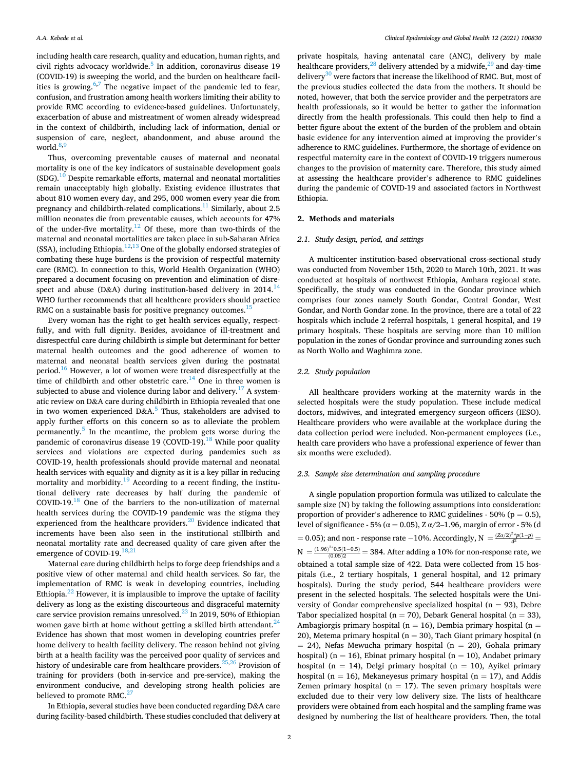including health care research, quality and education, human rights, and civil rights advocacy worldwide.[5] In addition, coronavirus disease 19 (COVID-19) is sweeping the world, and the burden on healthcare facilities is growing.[6,7] The negative impact of the pandemic led to fear, confusion, and frustration among health workers limiting their ability to provide RMC according to evidence-based guidelines. Unfortunately, exacerbation of abuse and mistreatment of women already widespread in the context of childbirth, including lack of information, denial or suspension of care, neglect, abandonment, and abuse around the world.[8,9]

Thus, overcoming preventable causes of maternal and neonatal mortality is one of the key indicators of sustainable development goals (SDG).[10] Despite remarkable efforts, maternal and neonatal mortalities remain unacceptably high globally. Existing evidence illustrates that about 810 women every day, and 295, 000 women every year die from pregnancy and childbirth-related complications.[11] Similarly, about 2.5 million neonates die from preventable causes, which accounts for 47% of the under-five mortality.[12] Of these, more than two-thirds of the maternal and neonatal mortalities are taken place in sub-Saharan Africa (SSA), including Ethiopia.[12,13] One of the globally endorsed strategies of combating these huge burdens is the provision of respectful maternity care (RMC). In connection to this, World Health Organization (WHO) prepared a document focusing on prevention and elimination of disrespect and abuse (D&A) during institution-based delivery in 2014.[14] WHO further recommends that all healthcare providers should practice RMC on a sustainable basis for positive pregnancy outcomes.[15]

Every woman has the right to get health services equally, respectfully, and with full dignity. Besides, avoidance of ill-treatment and disrespectful care during childbirth is simple but determinant for better maternal health outcomes and the good adherence of women to maternal and neonatal health services given during the postnatal period.[16] However, a lot of women were treated disrespectfully at the time of childbirth and other obstetric care.[14] One in three women is subjected to abuse and violence during labor and delivery.[17] A systematic review on D&A care during childbirth in Ethiopia revealed that one in two women experienced D&A.[5] Thus, stakeholders are advised to apply further efforts on this concern so as to alleviate the problem permanently.[5] In the meantime, the problem gets worse during the pandemic of coronavirus disease 19 (COVID-19).[18] While poor quality services and violations are expected during pandemics such as COVID-19, health professionals should provide maternal and neonatal health services with equality and dignity as it is a key pillar in reducing mortality and morbidity.[19] According to a recent finding, the institutional delivery rate decreases by half during the pandemic of COVID-19.[18] One of the barriers to the non-utilization of maternal health services during the COVID-19 pandemic was the stigma they experienced from the healthcare providers.[20] Evidence indicated that increments have been also seen in the institutional stillbirth and neonatal mortality rate and decreased quality of care given after the emergence of COVID-19.[18,21]

Maternal care during childbirth helps to forge deep friendships and a positive view of other maternal and child health services. So far, the implementation of RMC is weak in developing countries, including Ethiopia.[22] However, it is implausible to improve the uptake of facility delivery as long as the existing discourteous and disgraceful maternity care service provision remains unresolved.[23] In 2019, 50% of Ethiopian women gave birth at home without getting a skilled birth attendant.[24] Evidence has shown that most women in developing countries prefer home delivery to health facility delivery. The reason behind not giving birth at a health facility was the perceived poor quality of services and history of undesirable care from healthcare providers.[25,26] Provision of training for providers (both in-service and pre-service), making the environment conducive, and developing strong health policies are believed to promote RMC.[27]

In Ethiopia, several studies have been conducted regarding D&A care during facility-based childbirth. These studies concluded that delivery at private hospitals, having antenatal care (ANC), delivery by male healthcare providers,[28] delivery attended by a midwife,[29] and day-time delivery[30] were factors that increase the likelihood of RMC. But, most of the previous studies collected the data from the mothers. It should be noted, however, that both the service provider and the perpetrators are health professionals, so it would be better to gather the information directly from the health professionals. This could then help to find a better figure about the extent of the burden of the problem and obtain basic evidence for any intervention aimed at improving the provider's adherence to RMC guidelines. Furthermore, the shortage of evidence on respectful maternity care in the context of COVID-19 triggers numerous changes to the provision of maternity care. Therefore, this study aimed at assessing the healthcare provider's adherence to RMC guidelines during the pandemic of COVID-19 and associated factors in Northwest Ethiopia.

## 2. Methods and materials

### 2.1. Study design, period, and settings

A multicenter institution-based observational cross-sectional study was conducted from November 15th, 2020 to March 10th, 2021. It was conducted at hospitals of northwest Ethiopia, Amhara regional state. Specifically, the study was conducted in the Gondar province which comprises four zones namely South Gondar, Central Gondar, West Gondar, and North Gondar zone. In the province, there are a total of 22 hospitals which include 2 referral hospitals, 1 general hospital, and 19 primary hospitals. These hospitals are serving more than 10 million population in the zones of Gondar province and surrounding zones such as North Wollo and Waghimra zone.

### 2.2. Study population

All healthcare providers working at the maternity wards in the selected hospitals were the study population. These include medical doctors, midwives, and integrated emergency surgeon officers (IESO). Healthcare providers who were available at the workplace during the data collection period were included. Non-permanent employees (i.e., health care providers who have a professional experience of fewer than six months were excluded).

### 2.3. Sample size determination and sampling procedure

A single population proportion formula was utilized to calculate the sample size (N) by taking the following assumptions into consideration: proportion of provider's adherence to RMC guidelines - 50% (p = 0.5), level of significance - 5% (α = 0.05), Z α/2–1.96, margin of error - 5% (d = 0.05); and non - response rate −10%. Accordingly, $N = \frac{(Z\alpha/2)^2 * p(1-p)}{d^2} = N = \frac{(1.96)^2 * 0.5(1-0.5)}{(0.05)2} = 384$. After adding a 10% for non-response rate, we obtained a total sample size of 422. Data were collected from 15 hospitals (i.e., 2 tertiary hospitals, 1 general hospital, and 12 primary hospitals). During the study period, 544 healthcare providers were present in the selected hospitals. The selected hospitals were the University of Gondar comprehensive specialized hospital (n = 93), Debre Tabor specialized hospital (n = 70), Debark General hospital (n = 33), Ambagiorgis primary hospital (n = 16), Dembia primary hospital (n = 20), Metema primary hospital (n = 30), Tach Giant primary hospital (n = 24), Nefas Mewucha primary hospital (n = 20), Gohala primary hospital) (n = 16), Ebinat primary hospital (n = 10), Andabet primary hospital (n = 14), Delgi primary hospital (n = 10), Ayikel primary hospital (n = 16), Mekaneyesus primary hospital (n = 17), and Addis Zemen primary hospital (n = 17). The seven primary hospitals were excluded due to their very low delivery size. The lists of healthcare providers were obtained from each hospital and the sampling frame was designed by numbering the list of healthcare providers. Then, the total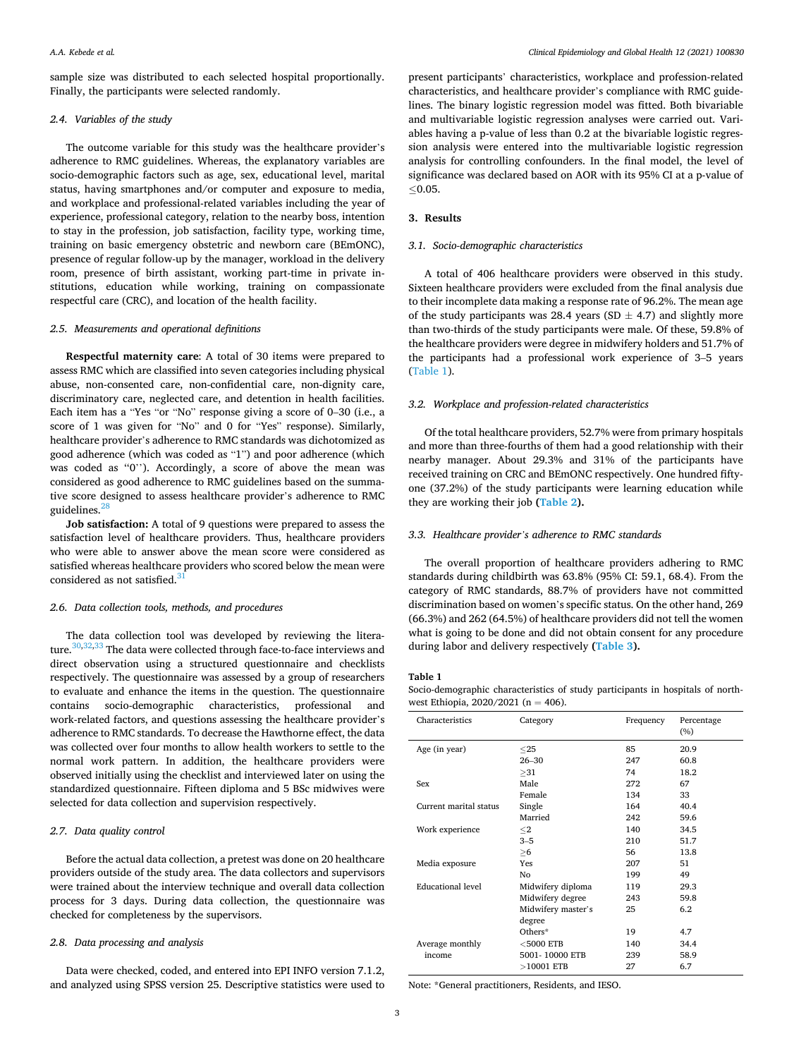sample size was distributed to each selected hospital proportionally. Finally, the participants were selected randomly.

### 2.4. Variables of the study

The outcome variable for this study was the healthcare provider's adherence to RMC guidelines. Whereas, the explanatory variables are socio-demographic factors such as age, sex, educational level, marital status, having smartphones and/or computer and exposure to media, and workplace and professional-related variables including the year of experience, professional category, relation to the nearby boss, intention to stay in the profession, job satisfaction, facility type, working time, training on basic emergency obstetric and newborn care (BEmONC), presence of regular follow-up by the manager, workload in the delivery room, presence of birth assistant, working part-time in private institutions, education while working, training on compassionate respectful care (CRC), and location of the health facility.

### 2.5. Measurements and operational definitions

**Respectful maternity care**: A total of 30 items were prepared to assess RMC which are classified into seven categories including physical abuse, non-consented care, non-confidential care, non-dignity care, discriminatory care, neglected care, and detention in health facilities. Each item has a "Yes "or "No" response giving a score of 0–30 (i.e., a score of 1 was given for "No" and 0 for "Yes" response). Similarly, healthcare provider's adherence to RMC standards was dichotomized as good adherence (which was coded as "1") and poor adherence (which was coded as "0"). Accordingly, a score of above the mean was considered as good adherence to RMC guidelines based on the summative score designed to assess healthcare provider's adherence to RMC guidelines.[28]

**Job satisfaction:** A total of 9 questions were prepared to assess the satisfaction level of healthcare providers. Thus, healthcare providers who were able to answer above the mean score were considered as satisfied whereas healthcare providers who scored below the mean were considered as not satisfied.[31]

### 2.6. Data collection tools, methods, and procedures

The data collection tool was developed by reviewing the literature.[30,32,33] The data were collected through face-to-face interviews and direct observation using a structured questionnaire and checklists respectively. The questionnaire was assessed by a group of researchers to evaluate and enhance the items in the question. The questionnaire contains socio-demographic characteristics, professional and work-related factors, and questions assessing the healthcare provider's adherence to RMC standards. To decrease the Hawthorne effect, the data was collected over four months to allow health workers to settle to the normal work pattern. In addition, the healthcare providers were observed initially using the checklist and interviewed later on using the standardized questionnaire. Fifteen diploma and 5 BSc midwives were selected for data collection and supervision respectively.

### 2.7. Data quality control

Before the actual data collection, a pretest was done on 20 healthcare providers outside of the study area. The data collectors and supervisors were trained about the interview technique and overall data collection process for 3 days. During data collection, the questionnaire was checked for completeness by the supervisors.

### 2.8. Data processing and analysis

Data were checked, coded, and entered into EPI INFO version 7.1.2, and analyzed using SPSS version 25. Descriptive statistics were used to present participants' characteristics, workplace and profession-related characteristics, and healthcare provider's compliance with RMC guidelines. The binary logistic regression model was fitted. Both bivariable and multivariable logistic regression analyses were carried out. Variables having a p-value of less than 0.2 at the bivariable logistic regression analysis were entered into the multivariable logistic regression analysis for controlling confounders. In the final model, the level of significance was declared based on AOR with its 95% CI at a p-value of ≤0.05.

## 3. Results

### 3.1. Socio-demographic characteristics

A total of 406 healthcare providers were observed in this study. Sixteen healthcare providers were excluded from the final analysis due to their incomplete data making a response rate of 96.2%. The mean age of the study participants was 28.4 years (SD ± 4.7) and slightly more than two-thirds of the study participants were male. Of these, 59.8% of the healthcare providers were degree in midwifery holders and 51.7% of the participants had a professional work experience of 3–5 years (Table 1).

### 3.2. Workplace and profession-related characteristics

Of the total healthcare providers, 52.7% were from primary hospitals and more than three-fourths of them had a good relationship with their nearby manager. About 29.3% and 31% of the participants have received training on CRC and BEmONC respectively. One hundred fifty-one (37.2%) of the study participants were learning education while they are working their job **(Table 2).**

### 3.3. Healthcare provider's adherence to RMC standards

The overall proportion of healthcare providers adhering to RMC standards during childbirth was 63.8% (95% CI: 59.1, 68.4). From the category of RMC standards, 88.7% of providers have not committed discrimination based on women's specific status. On the other hand, 269 (66.3%) and 262 (64.5%) of healthcare providers did not tell the women what is going to be done and did not obtain consent for any procedure during labor and delivery respectively **(Table 3).**

**Table 1**
Socio-demographic characteristics of study participants in hospitals of northwest Ethiopia, 2020/2021 (n = 406).

| Characteristics | Category | Frequency | Percentage (%) |
|---|---|---|---|
| Age (in year) | ≤25 | 85 | 20.9 |
| | 26–30 | 247 | 60.8 |
| | ≥31 | 74 | 18.2 |
| Sex | Male | 272 | 67 |
| | Female | 134 | 33 |
| Current marital status | Single | 164 | 40.4 |
| | Married | 242 | 59.6 |
| Work experience | ≤2 | 140 | 34.5 |
| | 3–5 | 210 | 51.7 |
| | ≥6 | 56 | 13.8 |
| Media exposure | Yes | 207 | 51 |
| | No | 199 | 49 |
| Educational level | Midwifery diploma | 119 | 29.3 |
| | Midwifery degree | 243 | 59.8 |
| | Midwifery master's degree | 25 | 6.2 |
| | Others* | 19 | 4.7 |
| Average monthly income | <5000 ETB | 140 | 34.4 |
| | 5001- 10000 ETB | 239 | 58.9 |
| | >10001 ETB | 27 | 6.7 |

Note: *General practitioners, Residents, and IESO.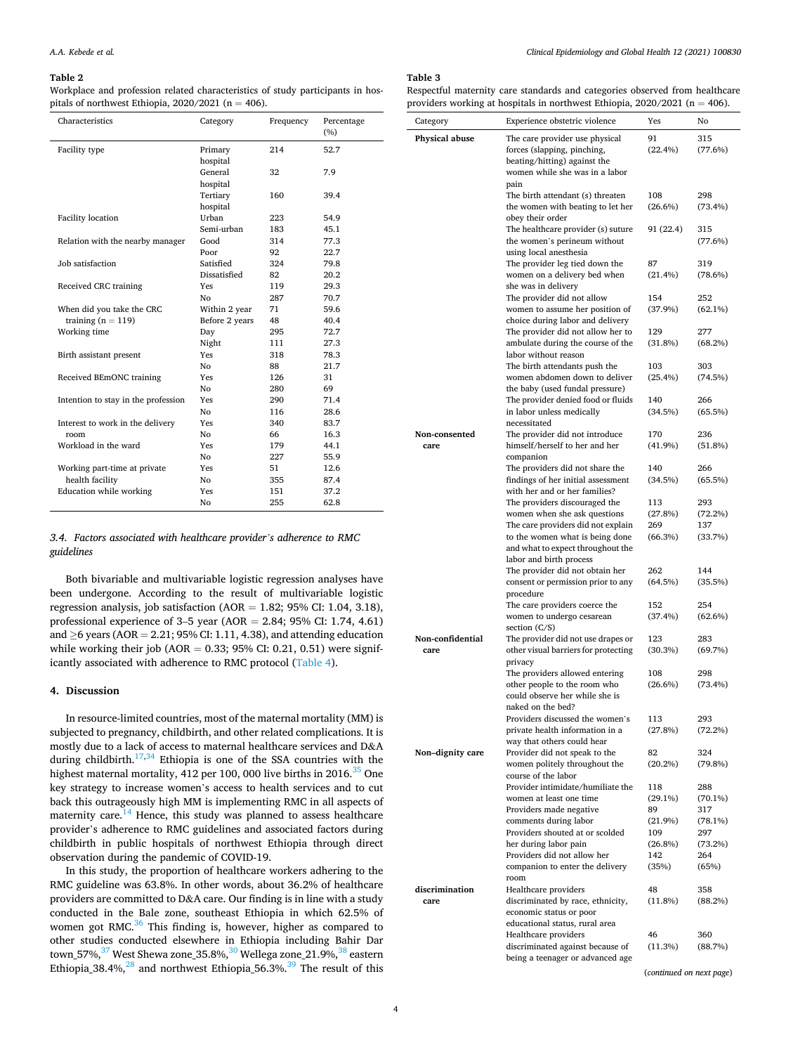**Table 2**
Workplace and profession related characteristics of study participants in hospitals of northwest Ethiopia, 2020/2021 (n = 406).

| Characteristics | Category | Frequency | Percentage (%) |
|---|---|---|---|
| Facility type | Primary hospital | 214 | 52.7 |
| | General hospital | 32 | 7.9 |
| | Tertiary hospital | 160 | 39.4 |
| Facility location | Urban | 223 | 54.9 |
| | Semi-urban | 183 | 45.1 |
| Relation with the nearby manager | Good | 314 | 77.3 |
| | Poor | 92 | 22.7 |
| Job satisfaction | Satisfied | 324 | 79.8 |
| | Dissatisfied | 82 | 20.2 |
| Received CRC training | Yes | 119 | 29.3 |
| | No | 287 | 70.7 |
| When did you take the CRC training (n = 119) | Within 2 year | 71 | 59.6 |
| | Before 2 years | 48 | 40.4 |
| Working time | Day | 295 | 72.7 |
| | Night | 111 | 27.3 |
| Birth assistant present | Yes | 318 | 78.3 |
| | No | 88 | 21.7 |
| Received BEmONC training | Yes | 126 | 31 |
| | No | 280 | 69 |
| Intention to stay in the profession | Yes | 290 | 71.4 |
| | No | 116 | 28.6 |
| Interest to work in the delivery room | Yes | 340 | 83.7 |
| | No | 66 | 16.3 |
| Workload in the ward | Yes | 179 | 44.1 |
| | No | 227 | 55.9 |
| Working part-time at private health facility | Yes | 51 | 12.6 |
| | No | 355 | 87.4 |
| Education while working | Yes | 151 | 37.2 |
| | No | 255 | 62.8 |

### 3.4. Factors associated with healthcare provider's adherence to RMC guidelines

Both bivariable and multivariable logistic regression analyses have been undergone. According to the result of multivariable logistic regression analysis, job satisfaction (AOR = 1.82; 95% CI: 1.04, 3.18), professional experience of 3–5 year (AOR = 2.84; 95% CI: 1.74, 4.61) and ≥6 years (AOR = 2.21; 95% CI: 1.11, 4.38), and attending education while working their job (AOR = 0.33; 95% CI: 0.21, 0.51) were significantly associated with adherence to RMC protocol (Table 4).

## 4. Discussion

In resource-limited countries, most of the maternal mortality (MM) is subjected to pregnancy, childbirth, and other related complications. It is mostly due to a lack of access to maternal healthcare services and D&A during childbirth.[17,34] Ethiopia is one of the SSA countries with the highest maternal mortality, 412 per 100, 000 live births in 2016.[35] One key strategy to increase women's access to health services and to cut back this outrageously high MM is implementing RMC in all aspects of maternity care.[14] Hence, this study was planned to assess healthcare provider's adherence to RMC guidelines and associated factors during childbirth in public hospitals of northwest Ethiopia through direct observation during the pandemic of COVID-19.

In this study, the proportion of healthcare workers adhering to the RMC guideline was 63.8%. In other words, about 36.2% of healthcare providers are committed to D&A care. Our finding is in line with a study conducted in the Bale zone, southeast Ethiopia in which 62.5% of women got RMC.[36] This finding is, however, higher as compared to other studies conducted elsewhere in Ethiopia including Bahir Dar town_57%,[37] West Shewa zone_35.8%,[30] Wellega zone_21.9%,[38] eastern Ethiopia_38.4%,[28] and northwest Ethiopia_56.3%.[39] The result of this

**Table 3**
Respectful maternity care standards and categories observed from healthcare providers working at hospitals in northwest Ethiopia, 2020/2021 (n = 406).

| Category | Experience obstetric violence | Yes | No |
|---|---|---|---|
| **Physical abuse** | The care provider use physical forces (slapping, pinching, beating/hitting) against the women while she was in a labor pain | 91 (22.4%) | 315 (77.6%) |
| | The birth attendant (s) threaten the women with beating to let her obey their order | 108 (26.6%) | 298 (73.4%) |
| | The healthcare provider (s) suture the women's perineum without using local anesthesia | 91 (22.4) | 315 (77.6%) |
| | The provider leg tied down the women on a delivery bed when she was in delivery | 87 (21.4%) | 319 (78.6%) |
| | The provider did not allow women to assume her position of choice during labor and delivery | 154 (37.9%) | 252 (62.1%) |
| | The provider did not allow her to ambulate during the course of the labor without reason | 129 (31.8%) | 277 (68.2%) |
| | The birth attendants push the women abdomen down to deliver the baby (used fundal pressure) | 103 (25.4%) | 303 (74.5%) |
| | The provider denied food or fluids in labor unless medically necessitated | 140 (34.5%) | 266 (65.5%) |
| **Non-consented care** | The provider did not introduce himself/herself to her and her companion | 170 (41.9%) | 236 (51.8%) |
| | The providers did not share the findings of her initial assessment with her and or her families? | 140 (34.5%) | 266 (65.5%) |
| | The providers discouraged the women when she ask questions | 113 (27.8%) | 293 (72.2%) |
| | The care providers did not explain to the women what is being done and what to expect throughout the labor and birth process | 269 (66.3%) | 137 (33.7%) |
| | The provider did not obtain her consent or permission prior to any procedure | 262 (64.5%) | 144 (35.5%) |
| | The care providers coerce the women to undergo cesarean section (C/S) | 152 (37.4%) | 254 (62.6%) |
| **Non-confidential care** | The provider did not use drapes or other visual barriers for protecting privacy | 123 (30.3%) | 283 (69.7%) |
| | The providers allowed entering other people to the room who could observe her while she is naked on the bed? | 108 (26.6%) | 298 (73.4%) |
| | Providers discussed the women's private health information in a way that others could hear | 113 (27.8%) | 293 (72.2%) |
| **Non–dignity care** | Provider did not speak to the women politely throughout the course of the labor | 82 (20.2%) | 324 (79.8%) |
| | Provider intimidate/humiliate the women at least one time | 118 (29.1%) | 288 (70.1%) |
| | Providers made negative comments during labor | 89 (21.9%) | 317 (78.1%) |
| | Providers shouted at or scolded her during labor pain | 109 (26.8%) | 297 (73.2%) |
| | Providers did not allow her companion to enter the delivery room | 142 (35%) | 264 (65%) |
| **discrimination care** | Healthcare providers discriminated by race, ethnicity, economic status or poor educational status, rural area | 48 (11.8%) | 358 (88.2%) |
| | Healthcare providers discriminated against because of being a teenager or advanced age | 46 (11.3%) | 360 (88.7%) |

(*continued on next page*)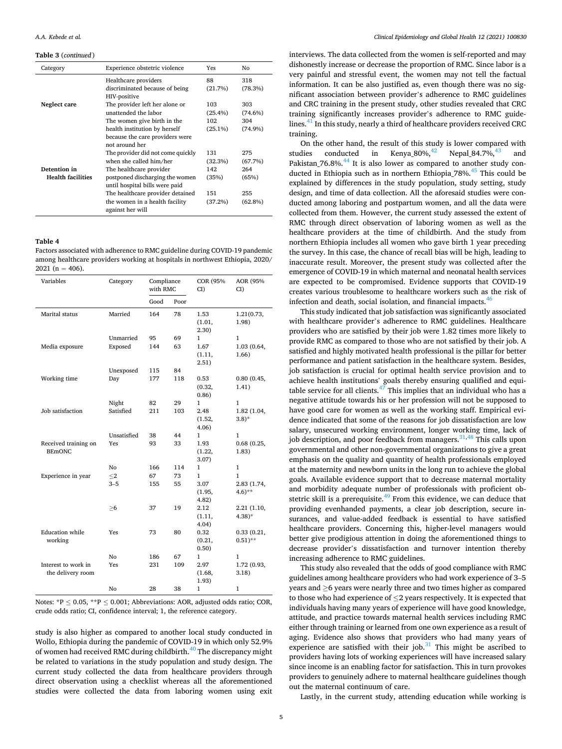**Table 3** (*continued*)

| Category | Experience obstetric violence | Yes | No |
|---|---|---|---|
| | Healthcare providers discriminated because of being HIV-positive | 88 (21.7%) | 318 (78.3%) |
| **Neglect care** | The provider left her alone or unattended the labor | 103 (25.4%) | 303 (74.6%) |
| | The women give birth in the health institution by herself because the care providers were not around her | 102 (25.1%) | 304 (74.9%) |
| | The provider did not come quickly when she called him/her | 131 (32.3%) | 275 (67.7%) |
| **Detention in Health facilities** | The healthcare provider postponed discharging the women until hospital bills were paid | 142 (35%) | 264 (65%) |
| | The healthcare provider detained the women in a health facility against her will | 151 (37.2%) | 255 (62.8%) |

**Table 4**
Factors associated with adherence to RMC guideline during COVID-19 pandemic among healthcare providers working at hospitals in northwest Ethiopia, 2020/2021 (n = 406).

| Variables | Category | Compliance with RMC | | COR (95% CI) | AOR (95% CI) |
|---|---|---|---|---|---|
| | | Good | Poor | | |
| Marital status | Married | 164 | 78 | 1.53 (1.01, 2.30) | 1.21(0.73, 1.98) |
| | Unmarried | 95 | 69 | 1 | 1 |
| Media exposure | Exposed | 144 | 63 | 1.67 (1.11, 2.51) | 1.03 (0.64, 1.66) |
| | Unexposed | 115 | 84 | | |
| Working time | Day | 177 | 118 | 0.53 (0.32, 0.86) | 0.80 (0.45, 1.41) |
| | Night | 82 | 29 | 1 | 1 |
| Job satisfaction | Satisfied | 211 | 103 | 2.48 (1.52, 4.06) | 1.82 (1.04, 3.8)* |
| | Unsatisfied | 38 | 44 | 1 | 1 |
| Received training on BEmONC | Yes | 93 | 33 | 1.93 (1.22, 3.07) | 0.68 (0.25, 1.83) |
| | No | 166 | 114 | 1 | 1 |
| Experience in year | ≤2 | 67 | 73 | 1 | 1 |
| | 3–5 | 155 | 55 | 3.07 (1.95, 4.82) | 2.83 (1.74, 4.6)** |
| | ≥6 | 37 | 19 | 2.12 (1.11, 4.04) | 2.21 (1.10, 4.38)* |
| Education while working | Yes | 73 | 80 | 0.32 (0.21, 0.50) | 0.33 (0.21, 0.51)** |
| | No | 186 | 67 | 1 | 1 |
| Interest to work in the delivery room | Yes | 231 | 109 | 2.97 (1.68, 1.93) | 1.72 (0.93, 3.18) |
| | No | 28 | 38 | 1 | 1 |

Notes: *P ≤ 0.05, **P ≤ 0.001; Abbreviations: AOR, adjusted odds ratio; COR, crude odds ratio; CI, confidence interval; 1, the reference category.

study is also higher as compared to another local study conducted in Wollo, Ethiopia during the pandemic of COVID-19 in which only 52.9% of women had received RMC during childbirth.[40] The discrepancy might be related to variations in the study population and study design. The current study collected the data from healthcare providers through direct observation using a checklist whereas all the aforementioned studies were collected the data from laboring women using exit interviews. The data collected from the women is self-reported and may dishonestly increase or decrease the proportion of RMC. Since labor is a very painful and stressful event, the women may not tell the factual information. It can be also justified as, even though there was no significant association between provider's adherence to RMC guidelines and CRC training in the present study, other studies revealed that CRC training significantly increases provider's adherence to RMC guidelines.[41] In this study, nearly a third of healthcare providers received CRC training.

On the other hand, the result of this study is lower compared with studies conducted in Kenya_80%,[42] Nepal_84.7%,[43] and Pakistan_76.8%.[44] It is also lower as compared to another study conducted in Ethiopia such as in northern Ethiopia_78%.[45] This could be explained by differences in the study population, study setting, study design, and time of data collection. All the aforesaid studies were conducted among laboring and postpartum women, and all the data were collected from them. However, the current study assessed the extent of RMC through direct observation of laboring women as well as the healthcare providers at the time of childbirth. And the study from northern Ethiopia includes all women who gave birth 1 year preceding the survey. In this case, the chance of recall bias will be high, leading to inaccurate result. Moreover, the present study was collected after the emergence of COVID-19 in which maternal and neonatal health services are expected to be compromised. Evidence supports that COVID-19 creates various troublesome to healthcare workers such as the risk of infection and death, social isolation, and financial impacts.[46]

This study indicated that job satisfaction was significantly associated with healthcare provider's adherence to RMC guidelines. Healthcare providers who are satisfied by their job were 1.82 times more likely to provide RMC as compared to those who are not satisfied by their job. A satisfied and highly motivated health professional is the pillar for better performance and patient satisfaction in the healthcare system. Besides, job satisfaction is crucial for optimal health service provision and to achieve health institutions' goals thereby ensuring qualified and equitable service for all clients.[47] This implies that an individual who has a negative attitude towards his or her profession will not be supposed to have good care for women as well as the working staff. Empirical evidence indicated that some of the reasons for job dissatisfaction are low salary, unsecured working environment, longer working time, lack of job description, and poor feedback from managers.[31,48] This calls upon governmental and other non-governmental organizations to give a great emphasis on the quality and quantity of health professionals employed at the maternity and newborn units in the long run to achieve the global goals. Available evidence support that to decrease maternal mortality and morbidity adequate number of professionals with proficient obstetric skill is a prerequisite.[49] From this evidence, we can deduce that providing evenhanded payments, a clear job description, secure insurances, and value-added feedback is essential to have satisfied healthcare providers. Concerning this, higher-level managers would better give prodigious attention in doing the aforementioned things to decrease provider's dissatisfaction and turnover intention thereby increasing adherence to RMC guidelines.

This study also revealed that the odds of good compliance with RMC guidelines among healthcare providers who had work experience of 3–5 years and ≥6 years were nearly three and two times higher as compared to those who had experience of ≤2 years respectively. It is expected that individuals having many years of experience will have good knowledge, attitude, and practice towards maternal health services including RMC either through training or learned from one own experience as a result of aging. Evidence also shows that providers who had many years of experience are satisfied with their job.[31] This might be ascribed to providers having lots of working experiences will have increased salary since income is an enabling factor for satisfaction. This in turn provokes providers to genuinely adhere to maternal healthcare guidelines though out the maternal continuum of care.

Lastly, in the current study, attending education while working is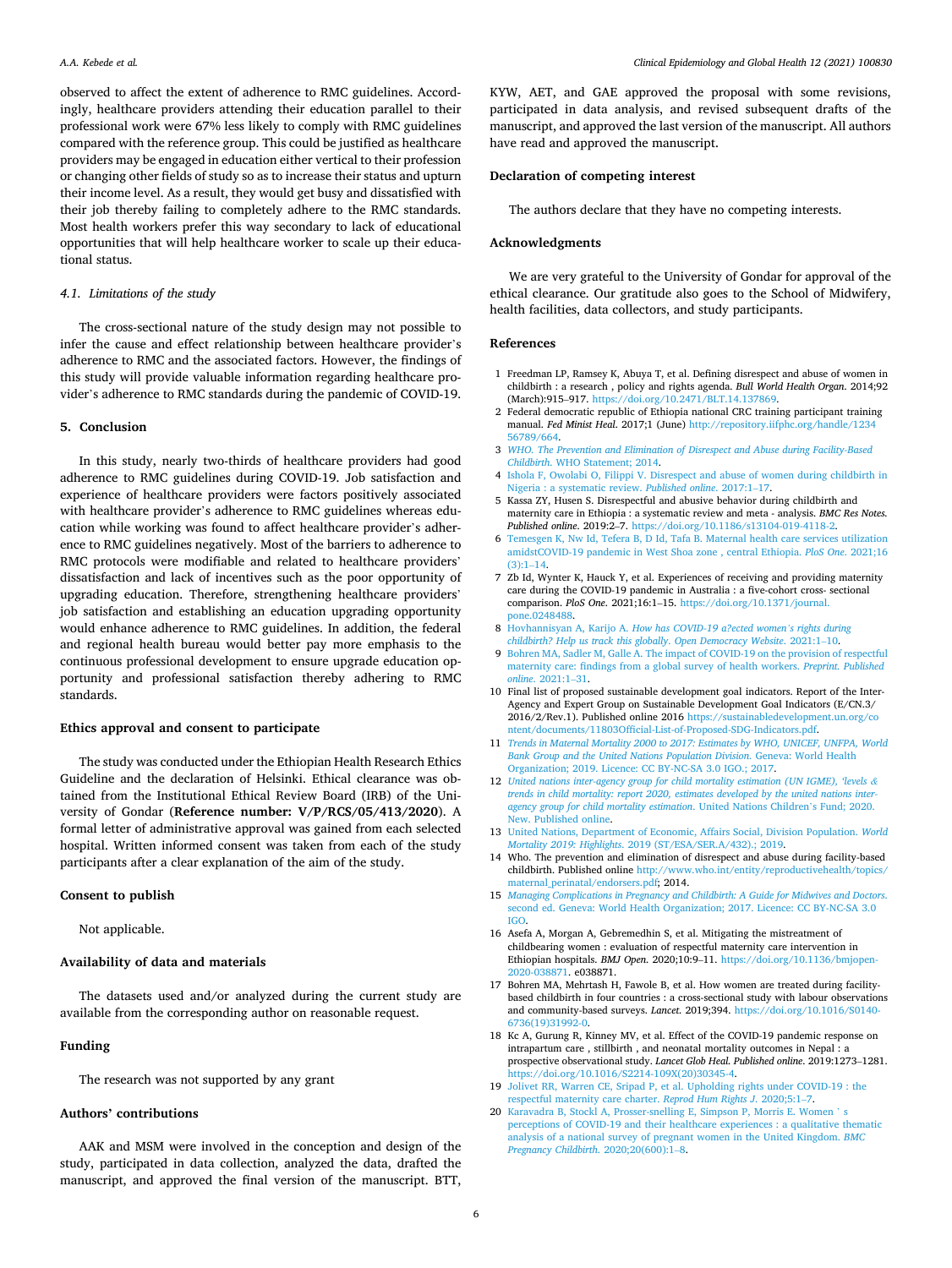observed to affect the extent of adherence to RMC guidelines. Accordingly, healthcare providers attending their education parallel to their professional work were 67% less likely to comply with RMC guidelines compared with the reference group. This could be justified as healthcare providers may be engaged in education either vertical to their profession or changing other fields of study so as to increase their status and upturn their income level. As a result, they would get busy and dissatisfied with their job thereby failing to completely adhere to the RMC standards. Most health workers prefer this way secondary to lack of educational opportunities that will help healthcare worker to scale up their educational status.

### 4.1. Limitations of the study

The cross-sectional nature of the study design may not possible to infer the cause and effect relationship between healthcare provider's adherence to RMC and the associated factors. However, the findings of this study will provide valuable information regarding healthcare provider's adherence to RMC standards during the pandemic of COVID-19.

## 5. Conclusion

In this study, nearly two-thirds of healthcare providers had good adherence to RMC guidelines during COVID-19. Job satisfaction and experience of healthcare providers were factors positively associated with healthcare provider's adherence to RMC guidelines whereas education while working was found to affect healthcare provider's adherence to RMC guidelines negatively. Most of the barriers to adherence to RMC protocols were modifiable and related to healthcare providers' dissatisfaction and lack of incentives such as the poor opportunity of upgrading education. Therefore, strengthening healthcare providers' job satisfaction and establishing an education upgrading opportunity would enhance adherence to RMC guidelines. In addition, the federal and regional health bureau would better pay more emphasis to the continuous professional development to ensure upgrade education opportunity and professional satisfaction thereby adhering to RMC standards.

## Ethics approval and consent to participate

The study was conducted under the Ethiopian Health Research Ethics Guideline and the declaration of Helsinki. Ethical clearance was obtained from the Institutional Ethical Review Board (IRB) of the University of Gondar (**Reference number: V/P/RCS/05/413/2020**). A formal letter of administrative approval was gained from each selected hospital. Written informed consent was taken from each of the study participants after a clear explanation of the aim of the study.

## Consent to publish

Not applicable.

## Availability of data and materials

The datasets used and/or analyzed during the current study are available from the corresponding author on reasonable request.

## Funding

The research was not supported by any grant

## Authors' contributions

AAK and MSM were involved in the conception and design of the study, participated in data collection, analyzed the data, drafted the manuscript, and approved the final version of the manuscript. BTT, KYW, AET, and GAE approved the proposal with some revisions, participated in data analysis, and revised subsequent drafts of the manuscript, and approved the last version of the manuscript. All authors have read and approved the manuscript.

## Declaration of competing interest

The authors declare that they have no competing interests.

## Acknowledgments

We are very grateful to the University of Gondar for approval of the ethical clearance. Our gratitude also goes to the School of Midwifery, health facilities, data collectors, and study participants.

## References

1. Freedman LP, Ramsey K, Abuya T, et al. Defining disrespect and abuse of women in childbirth : a research , policy and rights agenda. *Bull World Health Organ.* 2014;92 (March):915–917. https://doi.org/10.2471/BLT.14.137869.
2. Federal democratic republic of Ethiopia national CRC training participant training manual. *Fed Minist Heal.* 2017;1 (June) http://repository.iifphc.org/handle/123456789/664.
3. *WHO. The Prevention and Elimination of Disrespect and Abuse during Facility-Based Childbirth.* WHO Statement; 2014.
4. Ishola F, Owolabi O, Filippi V. Disrespect and abuse of women during childbirth in Nigeria : a systematic review. *Published online.* 2017:1–17.
5. Kassa ZY, Husen S. Disrespectful and abusive behavior during childbirth and maternity care in Ethiopia : a systematic review and meta - analysis. *BMC Res Notes. Published online.* 2019:2–7. https://doi.org/10.1186/s13104-019-4118-2.
6. Temesgen K, Nw Id, Tefera B, D Id, Tafa B. Maternal health care services utilization amidstCOVID-19 pandemic in West Shoa zone , central Ethiopia. *PloS One.* 2021;16 (3):1–14.
7. Zb Id, Wynter K, Hauck Y, et al. Experiences of receiving and providing maternity care during the COVID-19 pandemic in Australia : a five-cohort cross- sectional comparison. *PloS One.* 2021;16:1–15. https://doi.org/10.1371/journal.pone.0248488.
8. Hovhannisyan A, Karijo A. *How has COVID-19 a?ected women's rights during childbirth? Help us track this globally. Open Democracy Website.* 2021:1–10.
9. Bohren MA, Sadler M, Galle A. The impact of COVID-19 on the provision of respectful maternity care: findings from a global survey of health workers. *Preprint. Published online.* 2021:1–31.
10. Final list of proposed sustainable development goal indicators. Report of the Inter-Agency and Expert Group on Sustainable Development Goal Indicators (E/CN.3/2016/2/Rev.1). Published online 2016 https://sustainabledevelopment.un.org/content/documents/11803Official-List-of-Proposed-SDG-Indicators.pdf.
11. *Trends in Maternal Mortality 2000 to 2017: Estimates by WHO, UNICEF, UNFPA, World Bank Group and the United Nations Population Division.* Geneva: World Health Organization; 2019. Licence: CC BY-NC-SA 3.0 IGO.; 2017.
12. *United nations inter-agency group for child mortality estimation (UN IGME), 'levels & trends in child mortality: report 2020, estimates developed by the united nations inter-agency group for child mortality estimation.* United Nations Children's Fund; 2020. New. Published online.
13. United Nations, Department of Economic, Affairs Social, Division Population. *World Mortality 2019: Highlights.* 2019 (ST/ESA/SER.A/432).; 2019.
14. Who. The prevention and elimination of disrespect and abuse during facility-based childbirth. Published online http://www.who.int/entity/reproductivehealth/topics/maternal_perinatal/endorsers.pdf; 2014.
15. *Managing Complications in Pregnancy and Childbirth: A Guide for Midwives and Doctors.* second ed. Geneva: World Health Organization; 2017. Licence: CC BY-NC-SA 3.0 IGO.
16. Asefa A, Morgan A, Gebremedhin S, et al. Mitigating the mistreatment of childbearing women : evaluation of respectful maternity care intervention in Ethiopian hospitals. *BMJ Open.* 2020;10:9–11. https://doi.org/10.1136/bmjopen-2020-038871. e038871.
17. Bohren MA, Mehrtash H, Fawole B, et al. How women are treated during facility-based childbirth in four countries : a cross-sectional study with labour observations and community-based surveys. *Lancet.* 2019;394. https://doi.org/10.1016/S0140-6736(19)31992-0.
18. Kc A, Gurung R, Kinney MV, et al. Effect of the COVID-19 pandemic response on intrapartum care , stillbirth , and neonatal mortality outcomes in Nepal : a prospective observational study. *Lancet Glob Heal. Published online.* 2019:1273–1281. https://doi.org/10.1016/S2214-109X(20)30345-4.
19. Jolivet RR, Warren CE, Sripad P, et al. Upholding rights under COVID-19 : the respectful maternity care charter. *Reprod Hum Rights J.* 2020;5:1–7.
20. Karavadra B, Stockl A, Prosser-snelling E, Simpson P, Morris E. Women ` s perceptions of COVID-19 and their healthcare experiences : a qualitative thematic analysis of a national survey of pregnant women in the United Kingdom. *BMC Pregnancy Childbirth.* 2020;20(600):1–8.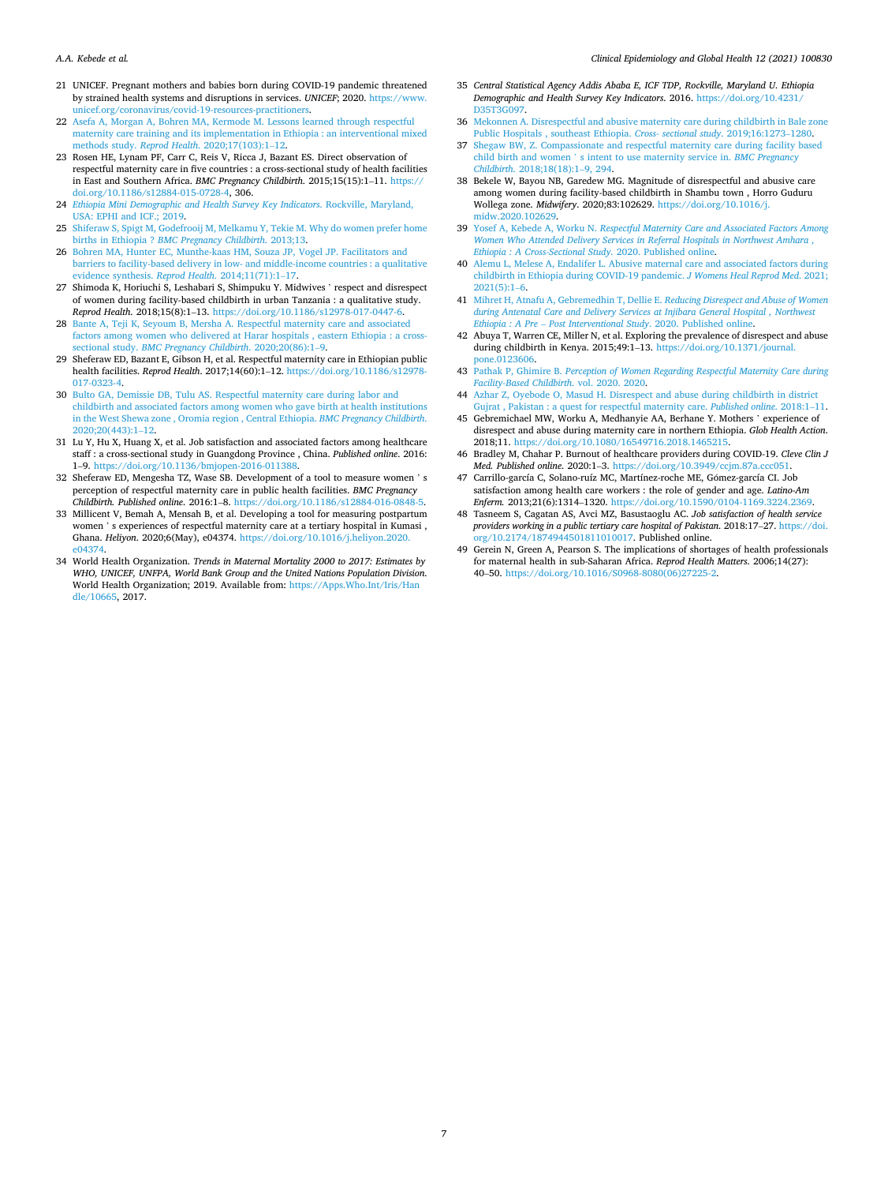21 UNICEF. Pregnant mothers and babies born during COVID-19 pandemic threatened by strained health systems and disruptions in services. *UNICEF*; 2020. https://www.unicef.org/coronavirus/covid-19-resources-practitioners.

22 Asefa A, Morgan A, Bohren MA, Kermode M. Lessons learned through respectful maternity care training and its implementation in Ethiopia : an interventional mixed methods study. *Reprod Health*. 2020;17(103):1–12.

23 Rosen HE, Lynam PF, Carr C, Reis V, Ricca J, Bazant ES. Direct observation of respectful maternity care in five countries : a cross-sectional study of health facilities in East and Southern Africa. *BMC Pregnancy Childbirth*. 2015;15(15):1–11. https://doi.org/10.1186/s12884-015-0728-4, 306.

24 *Ethiopia Mini Demographic and Health Survey Key Indicators*. Rockville, Maryland, USA: EPHI and ICF.; 2019.

25 Shiferaw S, Spigt M, Godefrooij M, Melkamu Y, Tekie M. Why do women prefer home births in Ethiopia ? *BMC Pregnancy Childbirth*. 2013;13.

26 Bohren MA, Hunter EC, Munthe-kaas HM, Souza JP, Vogel JP. Facilitators and barriers to facility-based delivery in low- and middle-income countries : a qualitative evidence synthesis. *Reprod Health*. 2014;11(71):1–17.

27 Shimoda K, Horiuchi S, Leshabari S, Shimpuku Y. Midwives ' respect and disrespect of women during facility-based childbirth in urban Tanzania : a qualitative study. *Reprod Health*. 2018;15(8):1–13. https://doi.org/10.1186/s12978-017-0447-6.

28 Bante A, Teji K, Seyoum B, Mersha A. Respectful maternity care and associated factors among women who delivered at Harar hospitals , eastern Ethiopia : a cross-sectional study. *BMC Pregnancy Childbirth*. 2020;20(86):1–9.

29 Sheferaw ED, Bazant E, Gibson H, et al. Respectful maternity care in Ethiopian public health facilities. *Reprod Health*. 2017;14(60):1–12. https://doi.org/10.1186/s12978-017-0323-4.

30 Bulto GA, Demissie DB, Tulu AS. Respectful maternity care during labor and childbirth and associated factors among women who gave birth at health institutions in the West Shewa zone , Oromia region , Central Ethiopia. *BMC Pregnancy Childbirth*. 2020;20(443):1–12.

31 Lu Y, Hu X, Huang X, et al. Job satisfaction and associated factors among healthcare staff : a cross-sectional study in Guangdong Province , China. *Published online*. 2016: 1–9. https://doi.org/10.1136/bmjopen-2016-011388.

32 Sheferaw ED, Mengesha TZ, Wase SB. Development of a tool to measure women ' s perception of respectful maternity care in public health facilities. *BMC Pregnancy Childbirth. Published online*. 2016:1–8. https://doi.org/10.1186/s12884-016-0848-5.

33 Millicent V, Bemah A, Mensah B, et al. Developing a tool for measuring postpartum women ' s experiences of respectful maternity care at a tertiary hospital in Kumasi , Ghana. *Heliyon*. 2020;6(May), e04374. https://doi.org/10.1016/j.heliyon.2020.e04374.

34 World Health Organization. *Trends in Maternal Mortality 2000 to 2017: Estimates by WHO, UNICEF, UNFPA, World Bank Group and the United Nations Population Division*. World Health Organization; 2019. Available from: https://Apps.Who.Int/Iris/Handle/10665, 2017.

35 *Central Statistical Agency Addis Ababa E, ICF TDP, Rockville, Maryland U. Ethiopia Demographic and Health Survey Key Indicators*. 2016. https://doi.org/10.4231/D35T3G097.

36 Mekonnen A. Disrespectful and abusive maternity care during childbirth in Bale zone Public Hospitals , southeast Ethiopia. *Cross- sectional study*. 2019;16:1273–1280.

37 Shegaw BW, Z. Compassionate and respectful maternity care during facility based child birth and women ' s intent to use maternity service in. *BMC Pregnancy Childbirth*. 2018;18(18):1–9, 294.

38 Bekele W, Bayou NB, Garedew MG. Magnitude of disrespectful and abusive care among women during facility-based childbirth in Shambu town , Horro Guduru Wollega zone. *Midwifery*. 2020;83:102629. https://doi.org/10.1016/j.midw.2020.102629.

39 Yosef A, Kebede A, Worku N. *Respectful Maternity Care and Associated Factors Among Women Who Attended Delivery Services in Referral Hospitals in Northwest Amhara , Ethiopia : A Cross-Sectional Study*. 2020. Published online.

40 Alemu L, Melese A, Endalifer L. Abusive maternal care and associated factors during childbirth in Ethiopia during COVID-19 pandemic. *J Womens Heal Reprod Med*. 2021; 2021(5):1–6.

41 Mihret H, Atnafu A, Gebremedhin T, Dellie E. *Reducing Disrespect and Abuse of Women during Antenatal Care and Delivery Services at Injibara General Hospital , Northwest Ethiopia : A Pre – Post Interventional Study*. 2020. Published online.

42 Abuya T, Warren CE, Miller N, et al. Exploring the prevalence of disrespect and abuse during childbirth in Kenya. 2015;49:1–13. https://doi.org/10.1371/journal.pone.0123606.

43 Pathak P, Ghimire B. *Perception of Women Regarding Respectful Maternity Care during Facility-Based Childbirth*. vol. 2020. 2020.

44 Azhar Z, Oyebode O, Masud H. Disrespect and abuse during childbirth in district Gujrat , Pakistan : a quest for respectful maternity care. *Published online*. 2018:1–11.

45 Gebremichael MW, Worku A, Medhanyie AA, Berhane Y. Mothers ' experience of disrespect and abuse during maternity care in northern Ethiopia. *Glob Health Action*. 2018;11. https://doi.org/10.1080/16549716.2018.1465215.

46 Bradley M, Chahar P. Burnout of healthcare providers during COVID-19. *Cleve Clin J Med. Published online*. 2020:1–3. https://doi.org/10.3949/ccjm.87a.ccc051.

47 Carrillo-garcía C, Solano-ruíz MC, Martínez-roche ME, Gómez-garcía CI. Job satisfaction among health care workers : the role of gender and age. *Latino-Am Enferm*. 2013;21(6):1314–1320. https://doi.org/10.1590/0104-1169.3224.2369.

48 Tasneem S, Cagatan AS, Avci MZ, Basustaoglu AC. *Job satisfaction of health service providers working in a public tertiary care hospital of Pakistan*. 2018:17–27. https://doi.org/10.2174/1874944501811010017. Published online.

49 Gerein N, Green A, Pearson S. The implications of shortages of health professionals for maternal health in sub-Saharan Africa. *Reprod Health Matters*. 2006;14(27): 40–50. https://doi.org/10.1016/S0968-8080(06)27225-2.